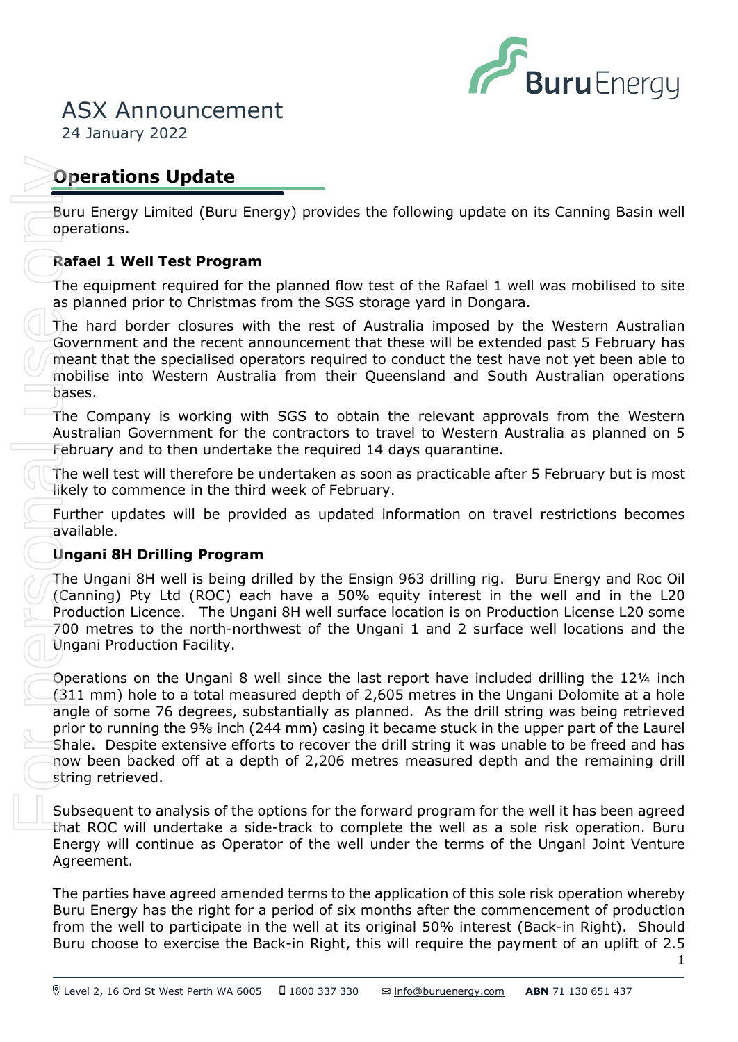# ASX Announcement

24 January 2022

## Operations Update

Buru Energy Limited (Buru Energy) provides the following update on its Canning Basin well operations.

### Rafael 1 Well Test Program

The equipment required for the planned flow test of the Rafael 1 well was mobilised to site as planned prior to Christmas from the SGS storage yard in Dongara.

The hard border closures with the rest of Australia imposed by the Western Australian Government and the recent announcement that these will be extended past 5 February has meant that the specialised operators required to conduct the test have not yet been able to mobilise into Western Australia from their Queensland and South Australian operations bases.

The Company is working with SGS to obtain the relevant approvals from the Western Australian Government for the contractors to travel to Western Australia as planned on 5 February and to then undertake the required 14 days quarantine.

The well test will therefore be undertaken as soon as practicable after 5 February but is most likely to commence in the third week of February.

Further updates will be provided as updated information on travel restrictions becomes available.

### Ungani 8H Drilling Program

The Ungani 8H well is being drilled by the Ensign 963 drilling rig. Buru Energy and Roc Oil (Canning) Pty Ltd (ROC) each have a 50% equity interest in the well and in the L20 Production Licence. The Ungani 8H well surface location is on Production License L20 some 700 metres to the north-northwest of the Ungani 1 and 2 surface well locations and the Ungani Production Facility.

Operations on the Ungani 8 well since the last report have included drilling the 12¼ inch (311 mm) hole to a total measured depth of 2,605 metres in the Ungani Dolomite at a hole angle of some 76 degrees, substantially as planned. As the drill string was being retrieved prior to running the 9⅝ inch (244 mm) casing it became stuck in the upper part of the Laurel Shale. Despite extensive efforts to recover the drill string it was unable to be freed and has now been backed off at a depth of 2,206 metres measured depth and the remaining drill string retrieved.

Subsequent to analysis of the options for the forward program for the well it has been agreed that ROC will undertake a side-track to complete the well as a sole risk operation. Buru Energy will continue as Operator of the well under the terms of the Ungani Joint Venture Agreement.

The parties have agreed amended terms to the application of this sole risk operation whereby Buru Energy has the right for a period of six months after the commencement of production from the well to participate in the well at its original 50% interest (Back-in Right). Should Buru choose to exercise the Back-in Right, this will require the payment of an uplift of 2.5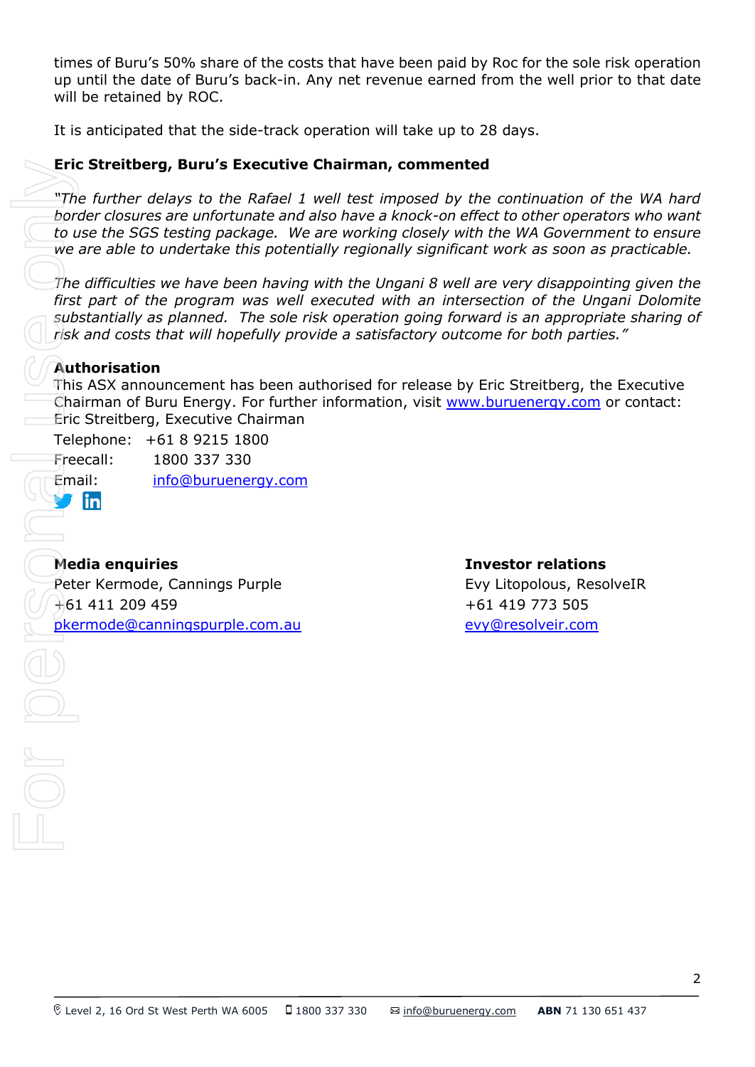times of Buru's 50% share of the costs that have been paid by Roc for the sole risk operation up until the date of Buru's back-in. Any net revenue earned from the well prior to that date will be retained by ROC.

It is anticipated that the side-track operation will take up to 28 days.

**Eric Streitberg, Buru's Executive Chairman, commented**

*"The further delays to the Rafael 1 well test imposed by the continuation of the WA hard border closures are unfortunate and also have a knock-on effect to other operators who want to use the SGS testing package. We are working closely with the WA Government to ensure we are able to undertake this potentially regionally significant work as soon as practicable.*

*The difficulties we have been having with the Ungani 8 well are very disappointing given the first part of the program was well executed with an intersection of the Ungani Dolomite substantially as planned. The sole risk operation going forward is an appropriate sharing of risk and costs that will hopefully provide a satisfactory outcome for both parties."*

**Authorisation**

This ASX announcement has been authorised for release by Eric Streitberg, the Executive Chairman of Buru Energy. For further information, visit www.buruenergy.com or contact:
Eric Streitberg, Executive Chairman

Telephone: +61 8 9215 1800
Freecall: 1800 337 330
Email: info@buruenergy.com

**Media enquiries**
Peter Kermode, Cannings Purple
+61 411 209 459
pkermode@canningspurple.com.au

**Investor relations**
Evy Litopolous, ResolveIR
+61 419 773 505
evy@resolveir.com

Level 2, 16 Ord St West Perth WA 6005 1800 337 330 info@buruenergy.com **ABN** 71 130 651 437